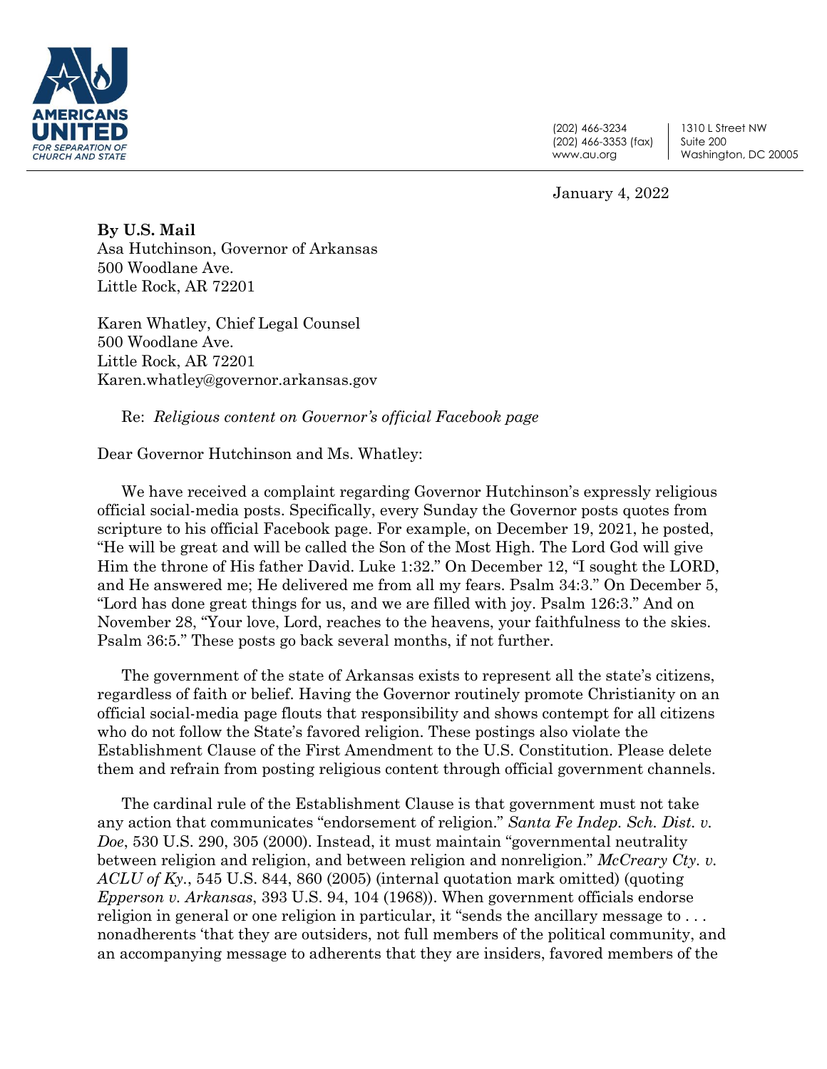**AMERICANS UNITED**
*FOR SEPARATION OF CHURCH AND STATE*

(202) 466-3234
(202) 466-3353 (fax)
www.au.org

1310 L Street NW
Suite 200
Washington, DC 20005

January 4, 2022

**By U.S. Mail**
Asa Hutchinson, Governor of Arkansas
500 Woodlane Ave.
Little Rock, AR 72201

Karen Whatley, Chief Legal Counsel
500 Woodlane Ave.
Little Rock, AR 72201
Karen.whatley@governor.arkansas.gov

Re: *Religious content on Governor's official Facebook page*

Dear Governor Hutchinson and Ms. Whatley:

We have received a complaint regarding Governor Hutchinson's expressly religious official social-media posts. Specifically, every Sunday the Governor posts quotes from scripture to his official Facebook page. For example, on December 19, 2021, he posted, "He will be great and will be called the Son of the Most High. The Lord God will give Him the throne of His father David. Luke 1:32." On December 12, "I sought the LORD, and He answered me; He delivered me from all my fears. Psalm 34:3." On December 5, "Lord has done great things for us, and we are filled with joy. Psalm 126:3." And on November 28, "Your love, Lord, reaches to the heavens, your faithfulness to the skies. Psalm 36:5." These posts go back several months, if not further.

The government of the state of Arkansas exists to represent all the state's citizens, regardless of faith or belief. Having the Governor routinely promote Christianity on an official social-media page flouts that responsibility and shows contempt for all citizens who do not follow the State's favored religion. These postings also violate the Establishment Clause of the First Amendment to the U.S. Constitution. Please delete them and refrain from posting religious content through official government channels.

The cardinal rule of the Establishment Clause is that government must not take any action that communicates "endorsement of religion." *Santa Fe Indep. Sch. Dist. v. Doe*, 530 U.S. 290, 305 (2000). Instead, it must maintain "governmental neutrality between religion and religion, and between religion and nonreligion." *McCreary Cty. v. ACLU of Ky.*, 545 U.S. 844, 860 (2005) (internal quotation mark omitted) (quoting *Epperson v. Arkansas*, 393 U.S. 94, 104 (1968)). When government officials endorse religion in general or one religion in particular, it "sends the ancillary message to . . . nonadherents 'that they are outsiders, not full members of the political community, and an accompanying message to adherents that they are insiders, favored members of the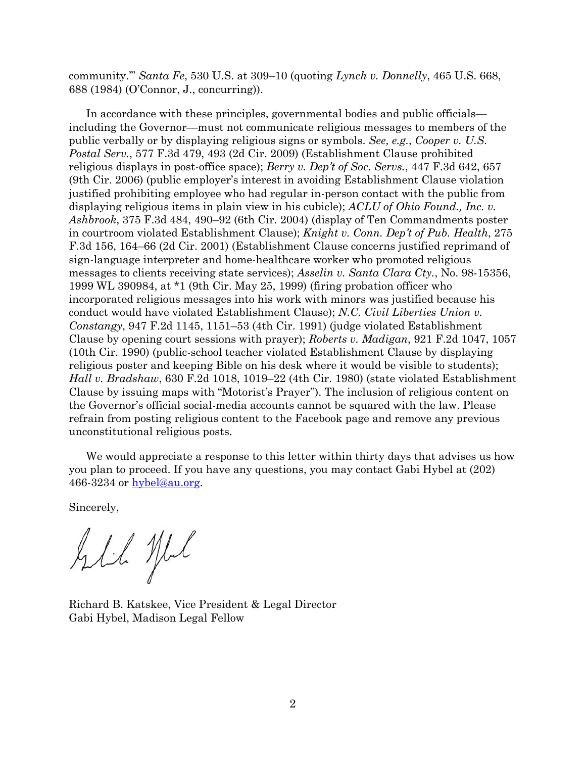community.'" *Santa Fe*, 530 U.S. at 309–10 (quoting *Lynch v. Donnelly*, 465 U.S. 668, 688 (1984) (O'Connor, J., concurring)).

In accordance with these principles, governmental bodies and public officials—including the Governor—must not communicate religious messages to members of the public verbally or by displaying religious signs or symbols. *See, e.g.*, *Cooper v. U.S. Postal Serv.*, 577 F.3d 479, 493 (2d Cir. 2009) (Establishment Clause prohibited religious displays in post-office space); *Berry v. Dep't of Soc. Servs.*, 447 F.3d 642, 657 (9th Cir. 2006) (public employer's interest in avoiding Establishment Clause violation justified prohibiting employee who had regular in-person contact with the public from displaying religious items in plain view in his cubicle); *ACLU of Ohio Found., Inc. v. Ashbrook*, 375 F.3d 484, 490–92 (6th Cir. 2004) (display of Ten Commandments poster in courtroom violated Establishment Clause); *Knight v. Conn. Dep't of Pub. Health*, 275 F.3d 156, 164–66 (2d Cir. 2001) (Establishment Clause concerns justified reprimand of sign-language interpreter and home-healthcare worker who promoted religious messages to clients receiving state services); *Asselin v. Santa Clara Cty.*, No. 98-15356, 1999 WL 390984, at *1 (9th Cir. May 25, 1999) (firing probation officer who incorporated religious messages into his work with minors was justified because his conduct would have violated Establishment Clause); *N.C. Civil Liberties Union v. Constangy*, 947 F.2d 1145, 1151–53 (4th Cir. 1991) (judge violated Establishment Clause by opening court sessions with prayer); *Roberts v. Madigan*, 921 F.2d 1047, 1057 (10th Cir. 1990) (public-school teacher violated Establishment Clause by displaying religious poster and keeping Bible on his desk where it would be visible to students); *Hall v. Bradshaw*, 630 F.2d 1018, 1019–22 (4th Cir. 1980) (state violated Establishment Clause by issuing maps with "Motorist's Prayer"). The inclusion of religious content on the Governor's official social-media accounts cannot be squared with the law. Please refrain from posting religious content to the Facebook page and remove any previous unconstitutional religious posts.

We would appreciate a response to this letter within thirty days that advises us how you plan to proceed. If you have any questions, you may contact Gabi Hybel at (202) 466-3234 or [hybel@au.org](mailto:hybel@au.org).

Sincerely,

Richard B. Katskee, Vice President & Legal Director
Gabi Hybel, Madison Legal Fellow